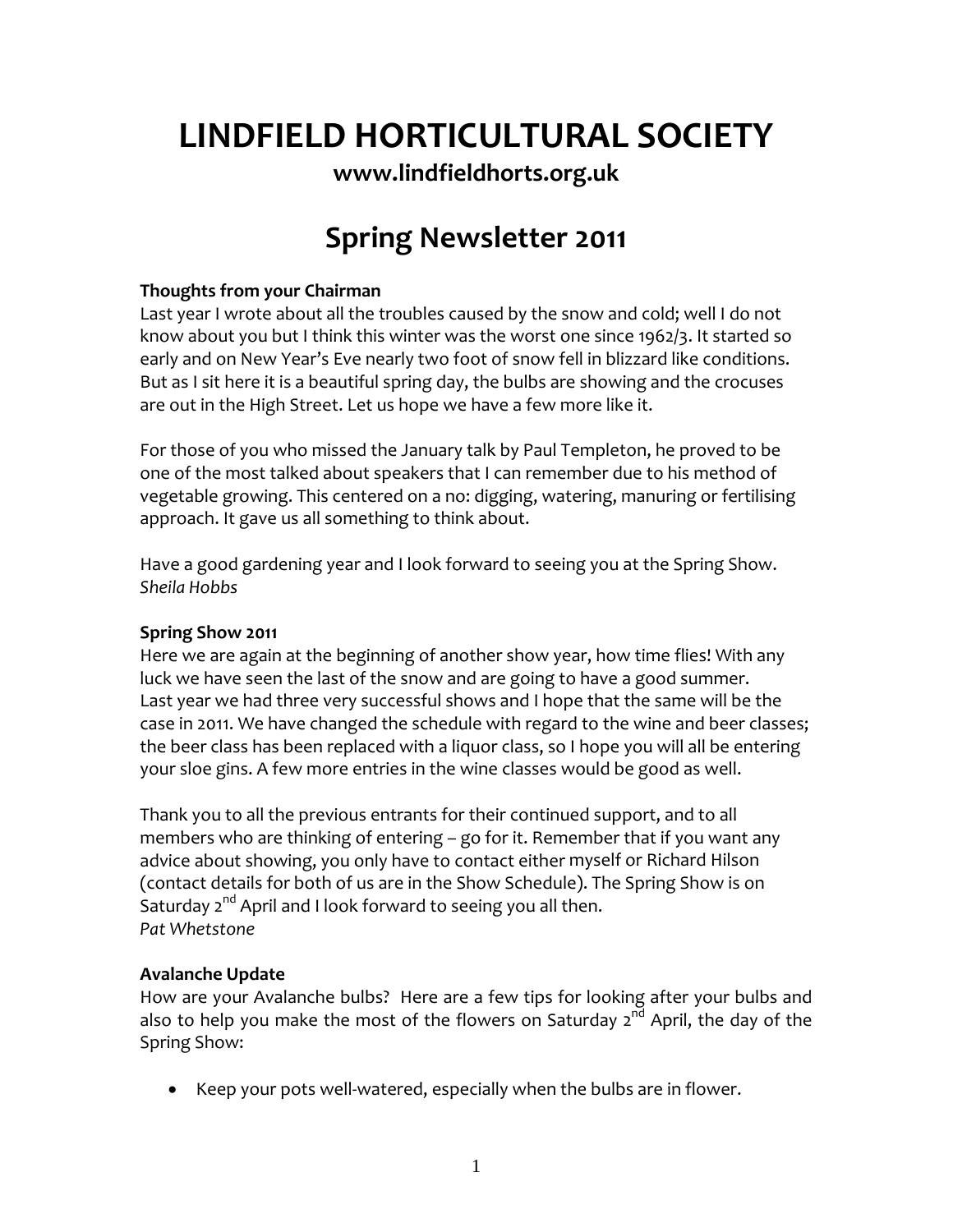# LINDFIELD HORTICULTURAL SOCIETY

**www.lindfieldhorts.org.uk**

## Spring Newsletter 2011

### Thoughts from your Chairman

Last year I wrote about all the troubles caused by the snow and cold; well I do not know about you but I think this winter was the worst one since 1962/3. It started so early and on New Year's Eve nearly two foot of snow fell in blizzard like conditions. But as I sit here it is a beautiful spring day, the bulbs are showing and the crocuses are out in the High Street. Let us hope we have a few more like it.

For those of you who missed the January talk by Paul Templeton, he proved to be one of the most talked about speakers that I can remember due to his method of vegetable growing. This centered on a no: digging, watering, manuring or fertilising approach. It gave us all something to think about.

Have a good gardening year and I look forward to seeing you at the Spring Show.
*Sheila Hobbs*

### Spring Show 2011

Here we are again at the beginning of another show year, how time flies! With any luck we have seen the last of the snow and are going to have a good summer. Last year we had three very successful shows and I hope that the same will be the case in 2011. We have changed the schedule with regard to the wine and beer classes; the beer class has been replaced with a liquor class, so I hope you will all be entering your sloe gins. A few more entries in the wine classes would be good as well.

Thank you to all the previous entrants for their continued support, and to all members who are thinking of entering – go for it. Remember that if you want any advice about showing, you only have to contact either myself or Richard Hilson (contact details for both of us are in the Show Schedule). The Spring Show is on Saturday 2nd April and I look forward to seeing you all then.
*Pat Whetstone*

### Avalanche Update

How are your Avalanche bulbs? Here are a few tips for looking after your bulbs and also to help you make the most of the flowers on Saturday 2nd April, the day of the Spring Show:

- Keep your pots well-watered, especially when the bulbs are in flower.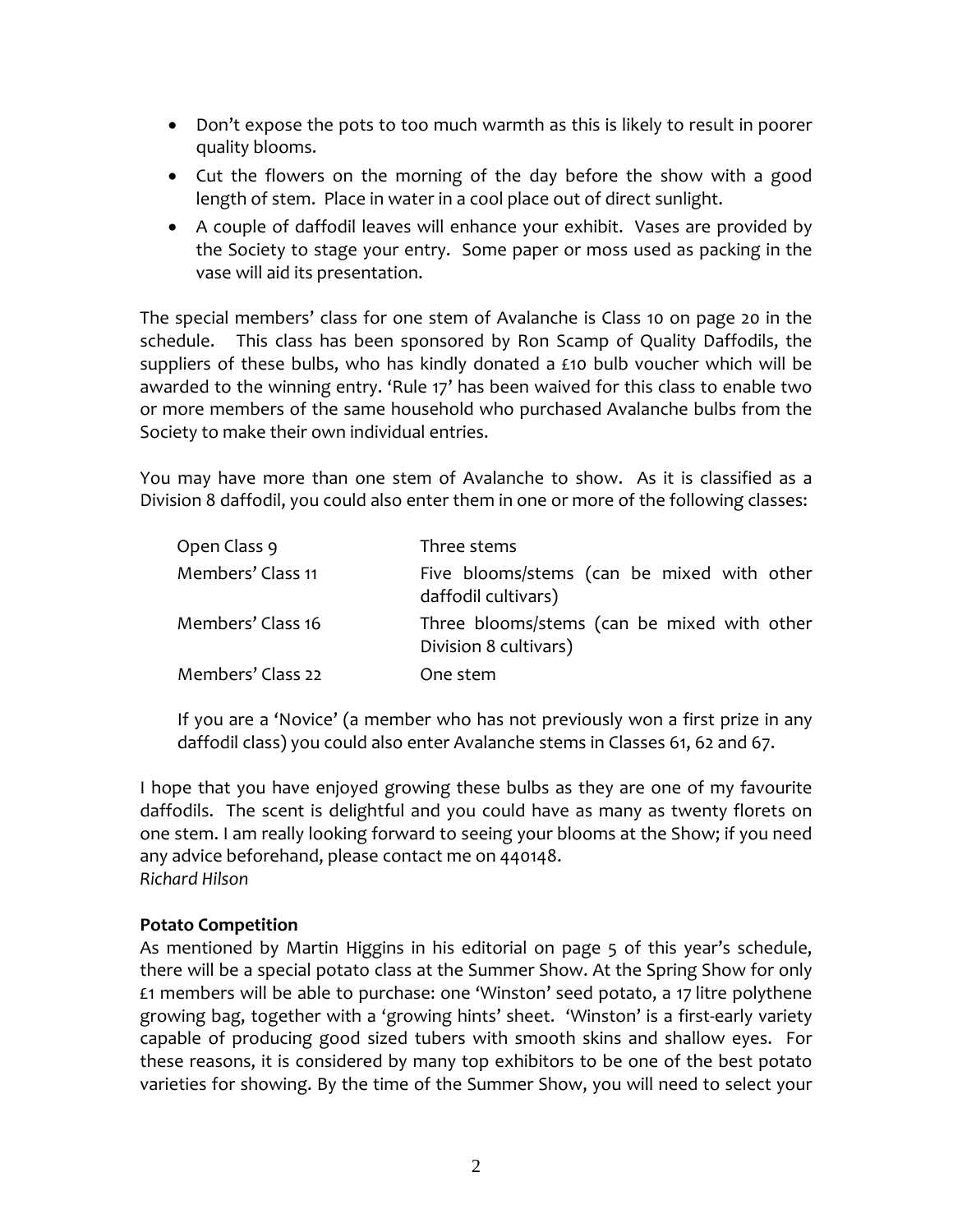- Don't expose the pots to too much warmth as this is likely to result in poorer quality blooms.
- Cut the flowers on the morning of the day before the show with a good length of stem. Place in water in a cool place out of direct sunlight.
- A couple of daffodil leaves will enhance your exhibit. Vases are provided by the Society to stage your entry. Some paper or moss used as packing in the vase will aid its presentation.

The special members' class for one stem of Avalanche is Class 10 on page 20 in the schedule. This class has been sponsored by Ron Scamp of Quality Daffodils, the suppliers of these bulbs, who has kindly donated a £10 bulb voucher which will be awarded to the winning entry. 'Rule 17' has been waived for this class to enable two or more members of the same household who purchased Avalanche bulbs from the Society to make their own individual entries.

You may have more than one stem of Avalanche to show. As it is classified as a Division 8 daffodil, you could also enter them in one or more of the following classes:

| | |
|---|---|
| Open Class 9 | Three stems |
| Members' Class 11 | Five blooms/stems (can be mixed with other daffodil cultivars) |
| Members' Class 16 | Three blooms/stems (can be mixed with other Division 8 cultivars) |
| Members' Class 22 | One stem |

If you are a 'Novice' (a member who has not previously won a first prize in any daffodil class) you could also enter Avalanche stems in Classes 61, 62 and 67.

I hope that you have enjoyed growing these bulbs as they are one of my favourite daffodils. The scent is delightful and you could have as many as twenty florets on one stem. I am really looking forward to seeing your blooms at the Show; if you need any advice beforehand, please contact me on 440148.
*Richard Hilson*

**Potato Competition**

As mentioned by Martin Higgins in his editorial on page 5 of this year's schedule, there will be a special potato class at the Summer Show. At the Spring Show for only £1 members will be able to purchase: one 'Winston' seed potato, a 17 litre polythene growing bag, together with a 'growing hints' sheet. 'Winston' is a first-early variety capable of producing good sized tubers with smooth skins and shallow eyes. For these reasons, it is considered by many top exhibitors to be one of the best potato varieties for showing. By the time of the Summer Show, you will need to select your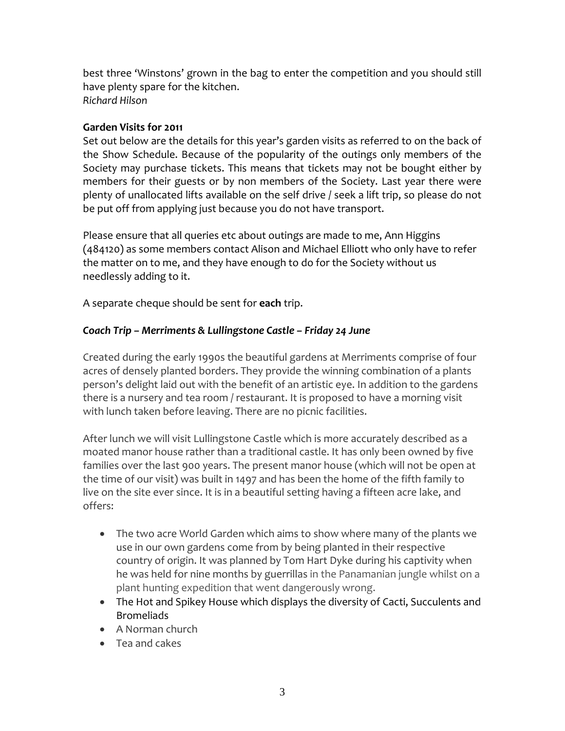best three ‘Winstons’ grown in the bag to enter the competition and you should still have plenty spare for the kitchen.
*Richard Hilson*

**Garden Visits for 2011**

Set out below are the details for this year’s garden visits as referred to on the back of the Show Schedule. Because of the popularity of the outings only members of the Society may purchase tickets. This means that tickets may not be bought either by members for their guests or by non members of the Society. Last year there were plenty of unallocated lifts available on the self drive / seek a lift trip, so please do not be put off from applying just because you do not have transport.

Please ensure that all queries etc about outings are made to me, Ann Higgins (484120) as some members contact Alison and Michael Elliott who only have to refer the matter on to me, and they have enough to do for the Society without us needlessly adding to it.

A separate cheque should be sent for **each** trip.

***Coach Trip – Merriments & Lullingstone Castle – Friday 24 June***

Created during the early 1990s the beautiful gardens at Merriments comprise of four acres of densely planted borders. They provide the winning combination of a plants person’s delight laid out with the benefit of an artistic eye. In addition to the gardens there is a nursery and tea room / restaurant. It is proposed to have a morning visit with lunch taken before leaving. There are no picnic facilities.

After lunch we will visit Lullingstone Castle which is more accurately described as a moated manor house rather than a traditional castle. It has only been owned by five families over the last 900 years. The present manor house (which will not be open at the time of our visit) was built in 1497 and has been the home of the fifth family to live on the site ever since. It is in a beautiful setting having a fifteen acre lake, and offers:

- The two acre World Garden which aims to show where many of the plants we use in our own gardens come from by being planted in their respective country of origin. It was planned by Tom Hart Dyke during his captivity when he was held for nine months by guerrillas in the Panamanian jungle whilst on a plant hunting expedition that went dangerously wrong.
- The Hot and Spikey House which displays the diversity of Cacti, Succulents and Bromeliads
- A Norman church
- Tea and cakes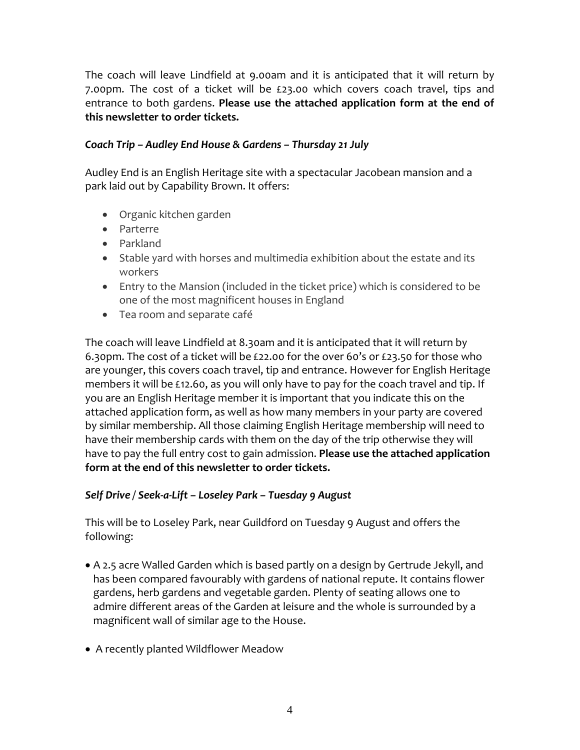The coach will leave Lindfield at 9.00am and it is anticipated that it will return by 7.00pm. The cost of a ticket will be £23.00 which covers coach travel, tips and entrance to both gardens. **Please use the attached application form at the end of this newsletter to order tickets.**

***Coach Trip – Audley End House & Gardens – Thursday 21 July***

Audley End is an English Heritage site with a spectacular Jacobean mansion and a park laid out by Capability Brown. It offers:

- Organic kitchen garden
- Parterre
- Parkland
- Stable yard with horses and multimedia exhibition about the estate and its workers
- Entry to the Mansion (included in the ticket price) which is considered to be one of the most magnificent houses in England
- Tea room and separate café

The coach will leave Lindfield at 8.30am and it is anticipated that it will return by 6.30pm. The cost of a ticket will be £22.00 for the over 60's or £23.50 for those who are younger, this covers coach travel, tip and entrance. However for English Heritage members it will be £12.60, as you will only have to pay for the coach travel and tip. If you are an English Heritage member it is important that you indicate this on the attached application form, as well as how many members in your party are covered by similar membership. All those claiming English Heritage membership will need to have their membership cards with them on the day of the trip otherwise they will have to pay the full entry cost to gain admission. **Please use the attached application form at the end of this newsletter to order tickets.**

***Self Drive / Seek-a-Lift – Loseley Park – Tuesday 9 August***

This will be to Loseley Park, near Guildford on Tuesday 9 August and offers the following:

- A 2.5 acre Walled Garden which is based partly on a design by Gertrude Jekyll, and has been compared favourably with gardens of national repute. It contains flower gardens, herb gardens and vegetable garden. Plenty of seating allows one to admire different areas of the Garden at leisure and the whole is surrounded by a magnificent wall of similar age to the House.

- A recently planted Wildflower Meadow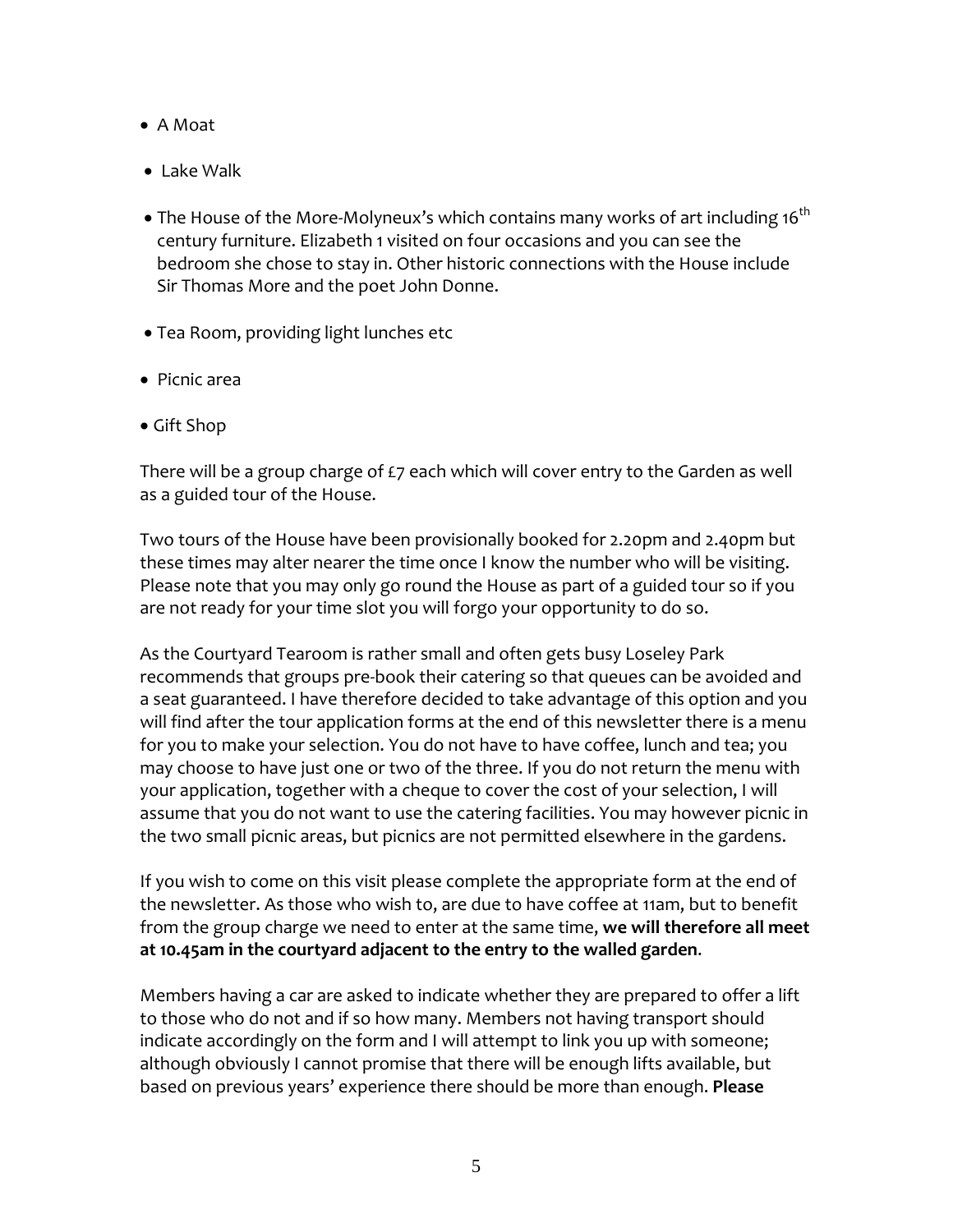- A Moat
- Lake Walk
- The House of the More-Molyneux's which contains many works of art including 16th century furniture. Elizabeth 1 visited on four occasions and you can see the bedroom she chose to stay in. Other historic connections with the House include Sir Thomas More and the poet John Donne.
- Tea Room, providing light lunches etc
- Picnic area
- Gift Shop

There will be a group charge of £7 each which will cover entry to the Garden as well as a guided tour of the House.

Two tours of the House have been provisionally booked for 2.20pm and 2.40pm but these times may alter nearer the time once I know the number who will be visiting. Please note that you may only go round the House as part of a guided tour so if you are not ready for your time slot you will forgo your opportunity to do so.

As the Courtyard Tearoom is rather small and often gets busy Loseley Park recommends that groups pre-book their catering so that queues can be avoided and a seat guaranteed. I have therefore decided to take advantage of this option and you will find after the tour application forms at the end of this newsletter there is a menu for you to make your selection. You do not have to have coffee, lunch and tea; you may choose to have just one or two of the three. If you do not return the menu with your application, together with a cheque to cover the cost of your selection, I will assume that you do not want to use the catering facilities. You may however picnic in the two small picnic areas, but picnics are not permitted elsewhere in the gardens.

If you wish to come on this visit please complete the appropriate form at the end of the newsletter. As those who wish to, are due to have coffee at 11am, but to benefit from the group charge we need to enter at the same time, **we will therefore all meet at 10.45am in the courtyard adjacent to the entry to the walled garden**.

Members having a car are asked to indicate whether they are prepared to offer a lift to those who do not and if so how many. Members not having transport should indicate accordingly on the form and I will attempt to link you up with someone; although obviously I cannot promise that there will be enough lifts available, but based on previous years' experience there should be more than enough. **Please**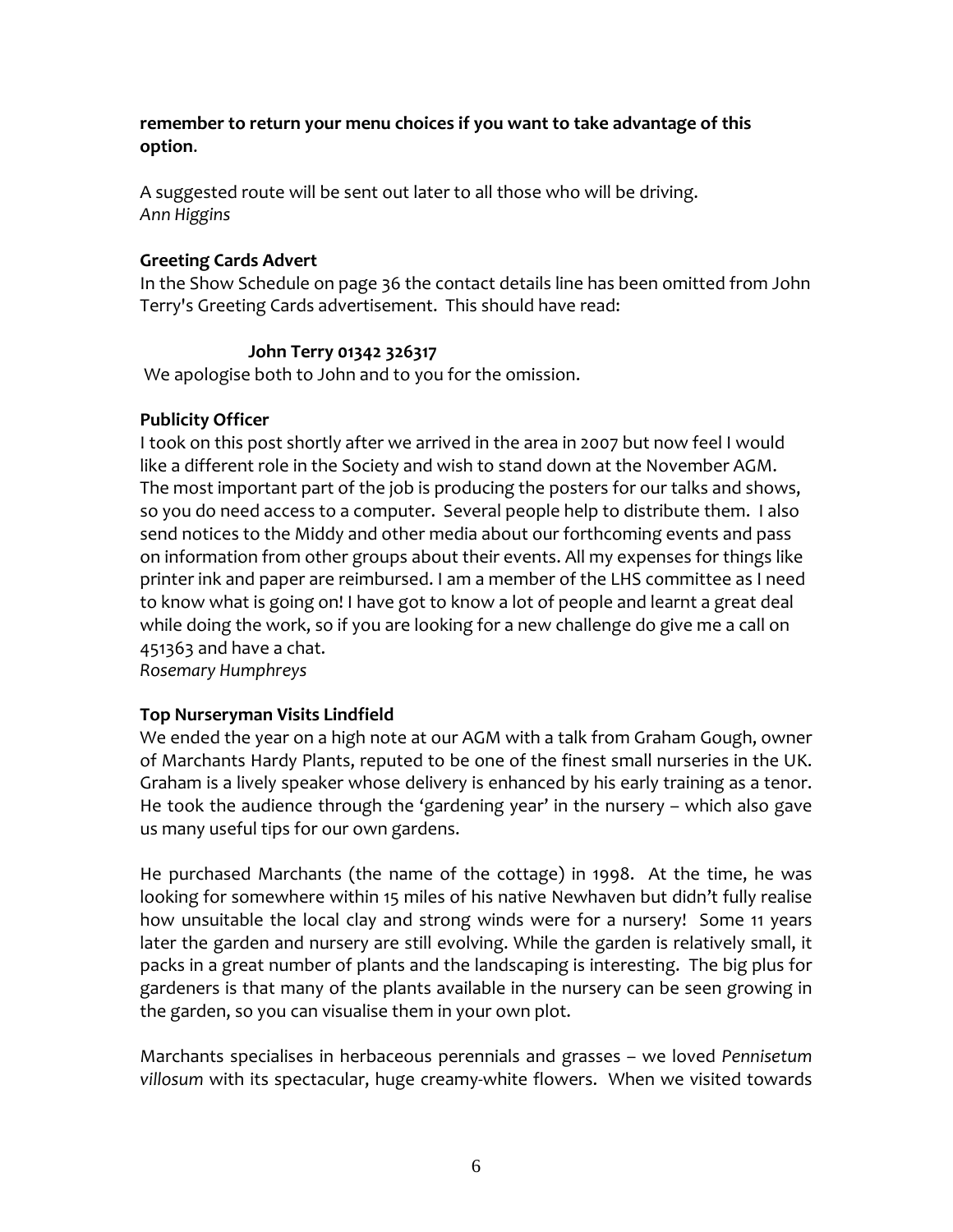**remember to return your menu choices if you want to take advantage of this option.**

A suggested route will be sent out later to all those who will be driving.
*Ann Higgins*

**Greeting Cards Advert**

In the Show Schedule on page 36 the contact details line has been omitted from John Terry's Greeting Cards advertisement. This should have read:

**John Terry 01342 326317**

We apologise both to John and to you for the omission.

**Publicity Officer**

I took on this post shortly after we arrived in the area in 2007 but now feel I would like a different role in the Society and wish to stand down at the November AGM. The most important part of the job is producing the posters for our talks and shows, so you do need access to a computer. Several people help to distribute them. I also send notices to the Middy and other media about our forthcoming events and pass on information from other groups about their events. All my expenses for things like printer ink and paper are reimbursed. I am a member of the LHS committee as I need to know what is going on! I have got to know a lot of people and learnt a great deal while doing the work, so if you are looking for a new challenge do give me a call on 451363 and have a chat.
*Rosemary Humphreys*

**Top Nurseryman Visits Lindfield**

We ended the year on a high note at our AGM with a talk from Graham Gough, owner of Marchants Hardy Plants, reputed to be one of the finest small nurseries in the UK. Graham is a lively speaker whose delivery is enhanced by his early training as a tenor. He took the audience through the 'gardening year' in the nursery – which also gave us many useful tips for our own gardens.

He purchased Marchants (the name of the cottage) in 1998. At the time, he was looking for somewhere within 15 miles of his native Newhaven but didn't fully realise how unsuitable the local clay and strong winds were for a nursery! Some 11 years later the garden and nursery are still evolving. While the garden is relatively small, it packs in a great number of plants and the landscaping is interesting. The big plus for gardeners is that many of the plants available in the nursery can be seen growing in the garden, so you can visualise them in your own plot.

Marchants specialises in herbaceous perennials and grasses – we loved *Pennisetum villosum* with its spectacular, huge creamy-white flowers. When we visited towards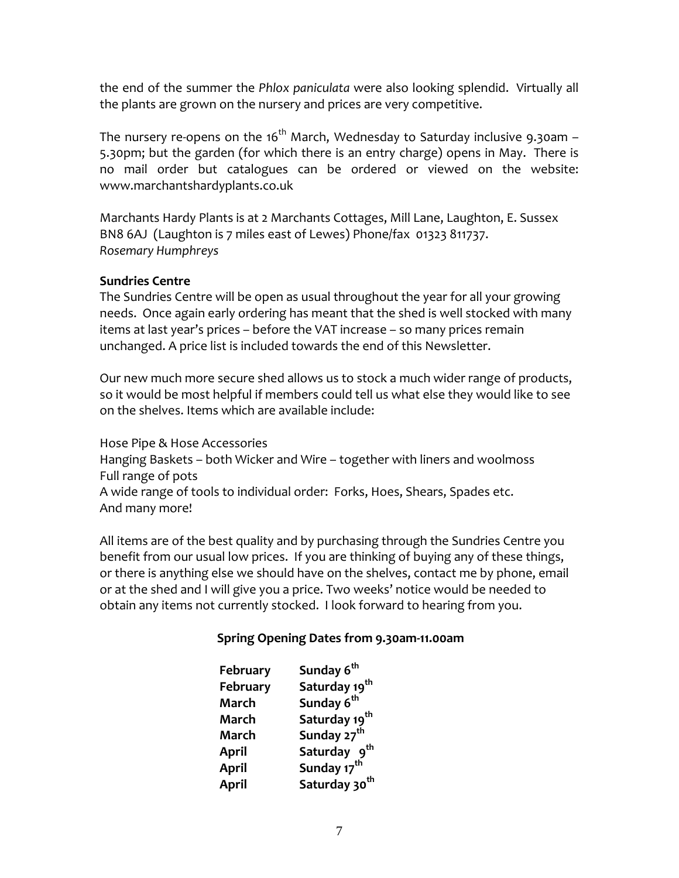the end of the summer the *Phlox paniculata* were also looking splendid. Virtually all the plants are grown on the nursery and prices are very competitive.

The nursery re-opens on the 16th March, Wednesday to Saturday inclusive 9.30am – 5.30pm; but the garden (for which there is an entry charge) opens in May. There is no mail order but catalogues can be ordered or viewed on the website: www.marchantshardyplants.co.uk

Marchants Hardy Plants is at 2 Marchants Cottages, Mill Lane, Laughton, E. Sussex BN8 6AJ (Laughton is 7 miles east of Lewes) Phone/fax 01323 811737.
*Rosemary Humphreys*

**Sundries Centre**

The Sundries Centre will be open as usual throughout the year for all your growing needs. Once again early ordering has meant that the shed is well stocked with many items at last year's prices – before the VAT increase – so many prices remain unchanged. A price list is included towards the end of this Newsletter.

Our new much more secure shed allows us to stock a much wider range of products, so it would be most helpful if members could tell us what else they would like to see on the shelves. Items which are available include:

Hose Pipe & Hose Accessories
Hanging Baskets – both Wicker and Wire – together with liners and woolmoss
Full range of pots
A wide range of tools to individual order: Forks, Hoes, Shears, Spades etc.
And many more!

All items are of the best quality and by purchasing through the Sundries Centre you benefit from our usual low prices. If you are thinking of buying any of these things, or there is anything else we should have on the shelves, contact me by phone, email or at the shed and I will give you a price. Two weeks' notice would be needed to obtain any items not currently stocked. I look forward to hearing from you.

**Spring Opening Dates from 9.30am-11.00am**

| | |
|---|---|
| **February** | **Sunday 6th** |
| **February** | **Saturday 19th** |
| **March** | **Sunday 6th** |
| **March** | **Saturday 19th** |
| **March** | **Sunday 27th** |
| **April** | **Saturday 9th** |
| **April** | **Sunday 17th** |
| **April** | **Saturday 30th** |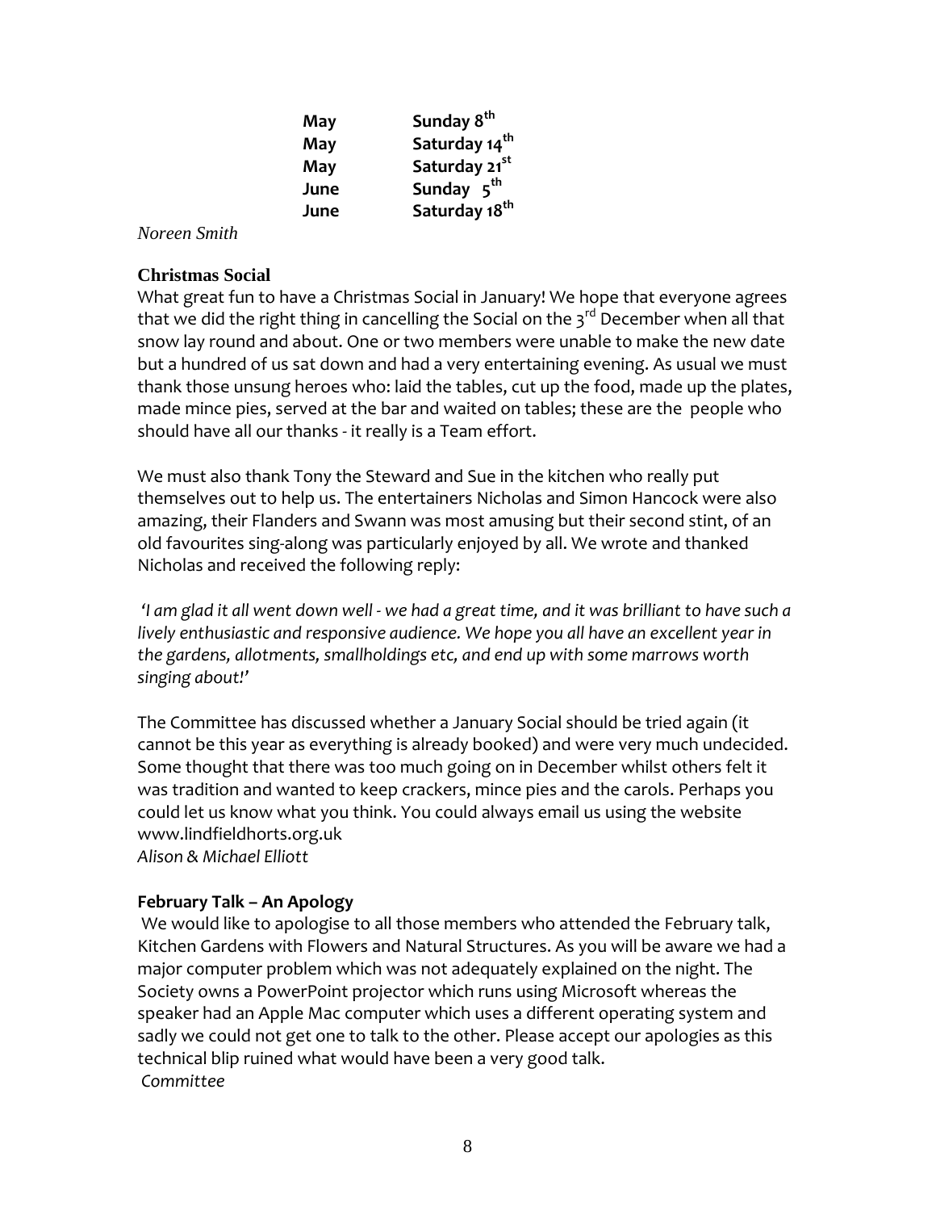| | |
|---|---|
| **May** | **Sunday 8th** |
| **May** | **Saturday 14th** |
| **May** | **Saturday 21st** |
| **June** | **Sunday 5th** |
| **June** | **Saturday 18th** |

*Noreen Smith*

### Christmas Social

What great fun to have a Christmas Social in January! We hope that everyone agrees that we did the right thing in cancelling the Social on the 3rd December when all that snow lay round and about. One or two members were unable to make the new date but a hundred of us sat down and had a very entertaining evening. As usual we must thank those unsung heroes who: laid the tables, cut up the food, made up the plates, made mince pies, served at the bar and waited on tables; these are the people who should have all our thanks - it really is a Team effort.

We must also thank Tony the Steward and Sue in the kitchen who really put themselves out to help us. The entertainers Nicholas and Simon Hancock were also amazing, their Flanders and Swann was most amusing but their second stint, of an old favourites sing-along was particularly enjoyed by all. We wrote and thanked Nicholas and received the following reply:

*'I am glad it all went down well - we had a great time, and it was brilliant to have such a lively enthusiastic and responsive audience. We hope you all have an excellent year in the gardens, allotments, smallholdings etc, and end up with some marrows worth singing about!'*

The Committee has discussed whether a January Social should be tried again (it cannot be this year as everything is already booked) and were very much undecided. Some thought that there was too much going on in December whilst others felt it was tradition and wanted to keep crackers, mince pies and the carols. Perhaps you could let us know what you think. You could always email us using the website www.lindfieldhorts.org.uk

*Alison & Michael Elliott*

### February Talk – An Apology

We would like to apologise to all those members who attended the February talk, Kitchen Gardens with Flowers and Natural Structures. As you will be aware we had a major computer problem which was not adequately explained on the night. The Society owns a PowerPoint projector which runs using Microsoft whereas the speaker had an Apple Mac computer which uses a different operating system and sadly we could not get one to talk to the other. Please accept our apologies as this technical blip ruined what would have been a very good talk.

*Committee*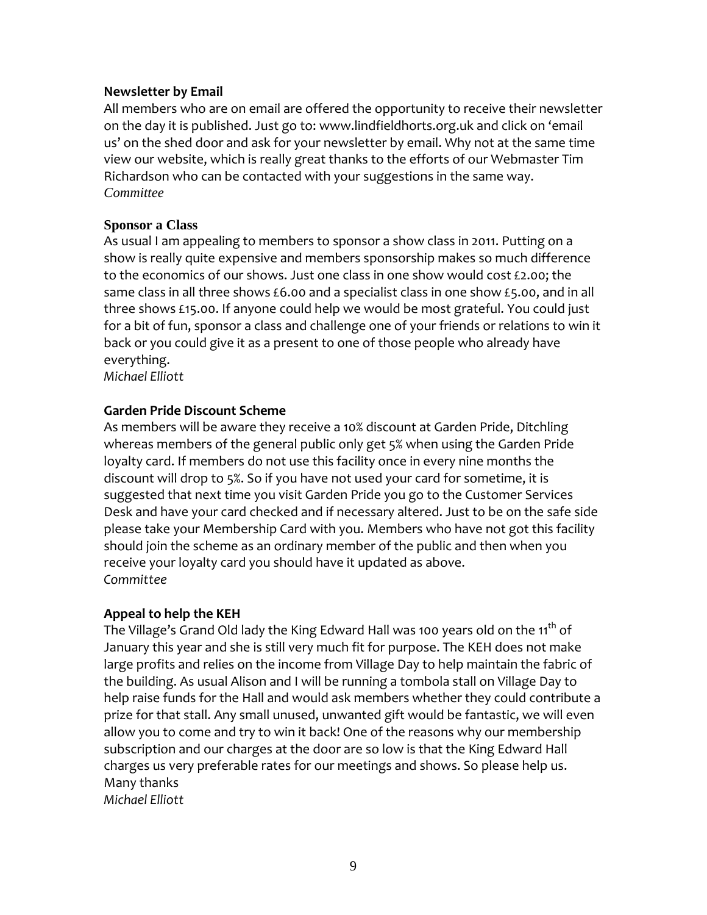**Newsletter by Email**

All members who are on email are offered the opportunity to receive their newsletter on the day it is published. Just go to: www.lindfieldhorts.org.uk and click on 'email us' on the shed door and ask for your newsletter by email. Why not at the same time view our website, which is really great thanks to the efforts of our Webmaster Tim Richardson who can be contacted with your suggestions in the same way.
*Committee*

**Sponsor a Class**

As usual I am appealing to members to sponsor a show class in 2011. Putting on a show is really quite expensive and members sponsorship makes so much difference to the economics of our shows. Just one class in one show would cost £2.00; the same class in all three shows £6.00 and a specialist class in one show £5.00, and in all three shows £15.00. If anyone could help we would be most grateful. You could just for a bit of fun, sponsor a class and challenge one of your friends or relations to win it back or you could give it as a present to one of those people who already have everything.
*Michael Elliott*

**Garden Pride Discount Scheme**

As members will be aware they receive a 10% discount at Garden Pride, Ditchling whereas members of the general public only get 5% when using the Garden Pride loyalty card. If members do not use this facility once in every nine months the discount will drop to 5%. So if you have not used your card for sometime, it is suggested that next time you visit Garden Pride you go to the Customer Services Desk and have your card checked and if necessary altered. Just to be on the safe side please take your Membership Card with you. Members who have not got this facility should join the scheme as an ordinary member of the public and then when you receive your loyalty card you should have it updated as above.
*Committee*

**Appeal to help the KEH**

The Village's Grand Old lady the King Edward Hall was 100 years old on the 11th of January this year and she is still very much fit for purpose. The KEH does not make large profits and relies on the income from Village Day to help maintain the fabric of the building. As usual Alison and I will be running a tombola stall on Village Day to help raise funds for the Hall and would ask members whether they could contribute a prize for that stall. Any small unused, unwanted gift would be fantastic, we will even allow you to come and try to win it back! One of the reasons why our membership subscription and our charges at the door are so low is that the King Edward Hall charges us very preferable rates for our meetings and shows. So please help us.
Many thanks
*Michael Elliott*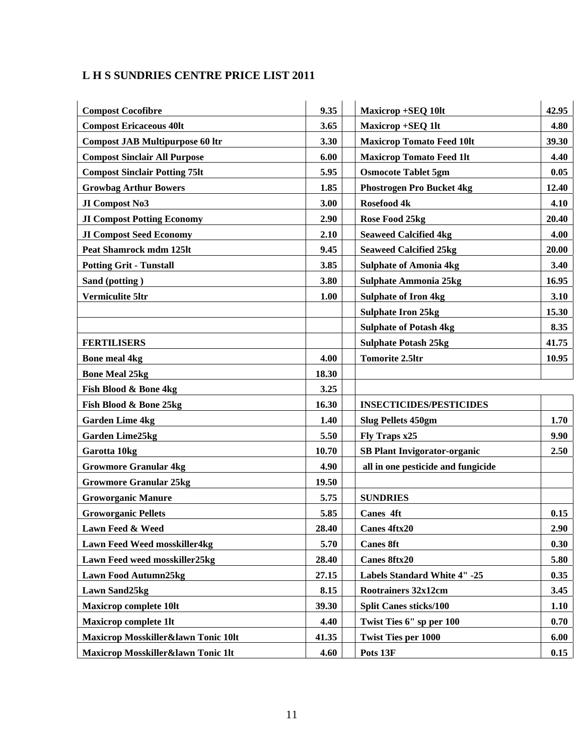## L H S SUNDRIES CENTRE PRICE LIST 2011

| | | | | |
|---|---|---|---|---|
| **Compost Cocofibre** | **9.35** | | **Maxicrop +SEQ 10lt** | **42.95** |
| **Compost Ericaceous 40lt** | **3.65** | | **Maxicrop +SEQ 1lt** | **4.80** |
| **Compost JAB Multipurpose 60 ltr** | **3.30** | | **Maxicrop Tomato Feed 10lt** | **39.30** |
| **Compost Sinclair All Purpose** | **6.00** | | **Maxicrop Tomato Feed 1lt** | **4.40** |
| **Compost Sinclair Potting 75lt** | **5.95** | | **Osmocote Tablet 5gm** | **0.05** |
| **Growbag Arthur Bowers** | **1.85** | | **Phostrogen Pro Bucket 4kg** | **12.40** |
| **JI Compost No3** | **3.00** | | **Rosefood 4k** | **4.10** |
| **JI Compost Potting Economy** | **2.90** | | **Rose Food 25kg** | **20.40** |
| **JI Compost Seed Economy** | **2.10** | | **Seaweed Calcified 4kg** | **4.00** |
| **Peat Shamrock mdm 125lt** | **9.45** | | **Seaweed Calcified 25kg** | **20.00** |
| **Potting Grit - Tunstall** | **3.85** | | **Sulphate of Amonia 4kg** | **3.40** |
| **Sand (potting )** | **3.80** | | **Sulphate Ammonia 25kg** | **16.95** |
| **Vermiculite 5ltr** | **1.00** | | **Sulphate of Iron 4kg** | **3.10** |
| | | | **Sulphate Iron 25kg** | **15.30** |
| | | | **Sulphate of Potash 4kg** | **8.35** |
| **FERTILISERS** | | | **Sulphate Potash 25kg** | **41.75** |
| **Bone meal 4kg** | **4.00** | | **Tomorite 2.5ltr** | **10.95** |
| **Bone Meal 25kg** | **18.30** | | | |
| **Fish Blood & Bone 4kg** | **3.25** | | | |
| **Fish Blood & Bone 25kg** | **16.30** | | **INSECTICIDES/PESTICIDES** | |
| **Garden Lime 4kg** | **1.40** | | **Slug Pellets 450gm** | **1.70** |
| **Garden Lime25kg** | **5.50** | | **Fly Traps x25** | **9.90** |
| **Garotta 10kg** | **10.70** | | **SB Plant Invigorator-organic** | **2.50** |
| **Growmore Granular 4kg** | **4.90** | | **all in one pesticide and fungicide** | |
| **Growmore Granular 25kg** | **19.50** | | | |
| **Groworganic Manure** | **5.75** | | **SUNDRIES** | |
| **Groworganic Pellets** | **5.85** | | **Canes 4ft** | **0.15** |
| **Lawn Feed & Weed** | **28.40** | | **Canes 4ftx20** | **2.90** |
| **Lawn Feed Weed mosskiller4kg** | **5.70** | | **Canes 8ft** | **0.30** |
| **Lawn Feed weed mosskiller25kg** | **28.40** | | **Canes 8ftx20** | **5.80** |
| **Lawn Food Autumn25kg** | **27.15** | | **Labels Standard White 4" -25** | **0.35** |
| **Lawn Sand25kg** | **8.15** | | **Rootrainers 32x12cm** | **3.45** |
| **Maxicrop complete 10lt** | **39.30** | | **Split Canes sticks/100** | **1.10** |
| **Maxicrop complete 1lt** | **4.40** | | **Twist Ties 6" sp per 100** | **0.70** |
| **Maxicrop Mosskiller&lawn Tonic 10lt** | **41.35** | | **Twist Ties per 1000** | **6.00** |
| **Maxicrop Mosskiller&lawn Tonic 1lt** | **4.60** | | **Pots 13F** | **0.15** |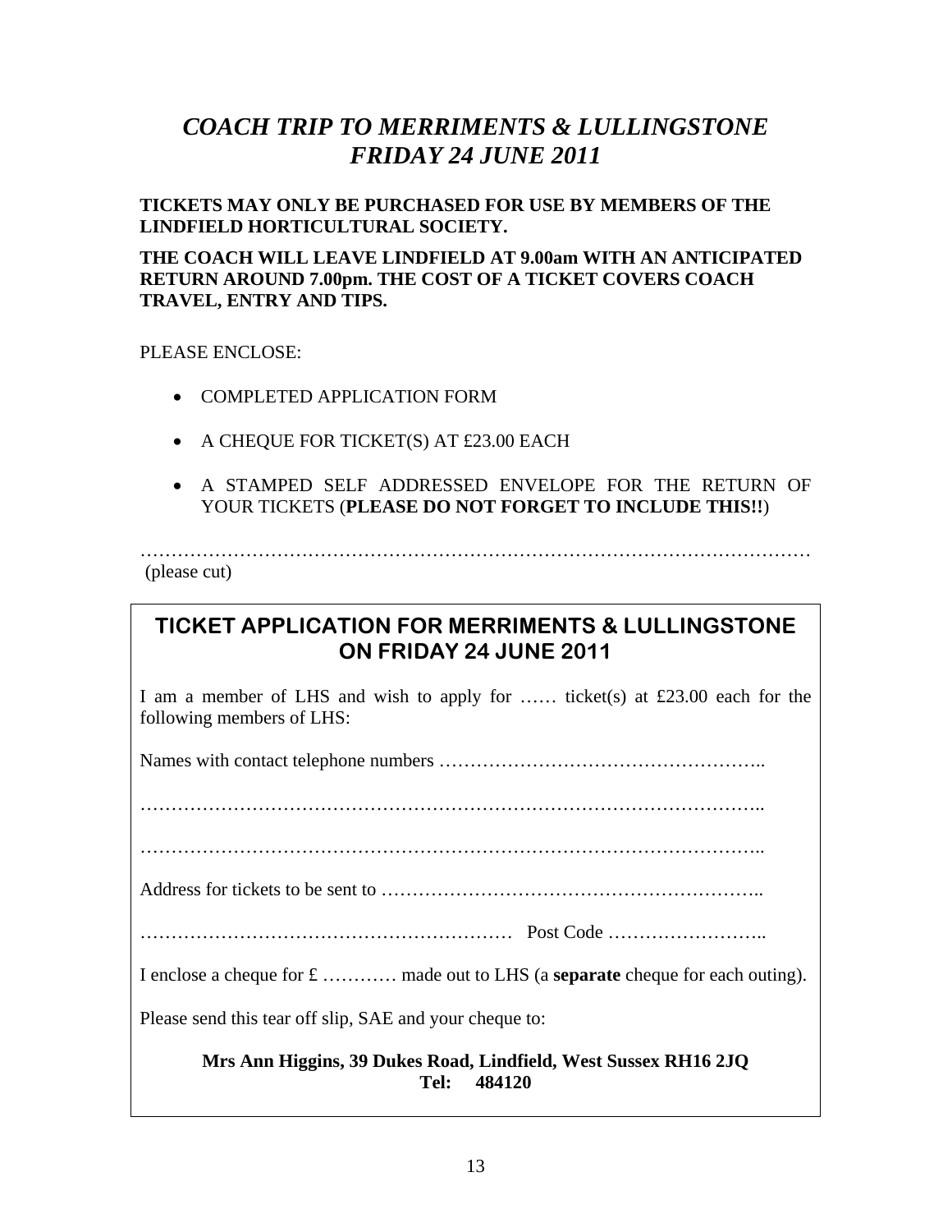# *COACH TRIP TO MERRIMENTS & LULLINGSTONE FRIDAY 24 JUNE 2011*

**TICKETS MAY ONLY BE PURCHASED FOR USE BY MEMBERS OF THE LINDFIELD HORTICULTURAL SOCIETY.**

**THE COACH WILL LEAVE LINDFIELD AT 9.00am WITH AN ANTICIPATED RETURN AROUND 7.00pm. THE COST OF A TICKET COVERS COACH TRAVEL, ENTRY AND TIPS.**

PLEASE ENCLOSE:

- COMPLETED APPLICATION FORM
- A CHEQUE FOR TICKET(S) AT £23.00 EACH
- A STAMPED SELF ADDRESSED ENVELOPE FOR THE RETURN OF YOUR TICKETS (**PLEASE DO NOT FORGET TO INCLUDE THIS!!**)

…………………………………………………………………………………………………
(please cut)

## TICKET APPLICATION FOR MERRIMENTS & LULLINGSTONE ON FRIDAY 24 JUNE 2011

I am a member of LHS and wish to apply for …… ticket(s) at £23.00 each for the following members of LHS:

Names with contact telephone numbers ……………………………………………..

……………………………………………………………………………………..

……………………………………………………………………………………..

Address for tickets to be sent to ……………………………………………………..

…………………………………………………… Post Code ……………………..

I enclose a cheque for £ ………… made out to LHS (a **separate** cheque for each outing).

Please send this tear off slip, SAE and your cheque to:

**Mrs Ann Higgins, 39 Dukes Road, Lindfield, West Sussex RH16 2JQ**
**Tel: 484120**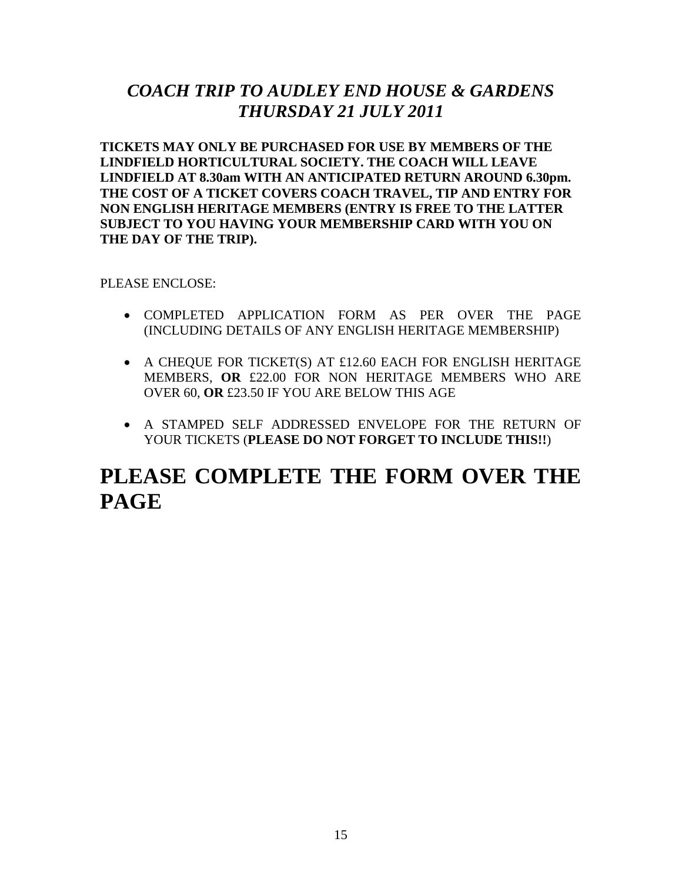## *COACH TRIP TO AUDLEY END HOUSE & GARDENS THURSDAY 21 JULY 2011*

**TICKETS MAY ONLY BE PURCHASED FOR USE BY MEMBERS OF THE LINDFIELD HORTICULTURAL SOCIETY. THE COACH WILL LEAVE LINDFIELD AT 8.30am WITH AN ANTICIPATED RETURN AROUND 6.30pm. THE COST OF A TICKET COVERS COACH TRAVEL, TIP AND ENTRY FOR NON ENGLISH HERITAGE MEMBERS (ENTRY IS FREE TO THE LATTER SUBJECT TO YOU HAVING YOUR MEMBERSHIP CARD WITH YOU ON THE DAY OF THE TRIP).**

PLEASE ENCLOSE:

- COMPLETED APPLICATION FORM AS PER OVER THE PAGE (INCLUDING DETAILS OF ANY ENGLISH HERITAGE MEMBERSHIP)
- A CHEQUE FOR TICKET(S) AT £12.60 EACH FOR ENGLISH HERITAGE MEMBERS, **OR** £22.00 FOR NON HERITAGE MEMBERS WHO ARE OVER 60, **OR** £23.50 IF YOU ARE BELOW THIS AGE
- A STAMPED SELF ADDRESSED ENVELOPE FOR THE RETURN OF YOUR TICKETS (**PLEASE DO NOT FORGET TO INCLUDE THIS!!**)

# PLEASE COMPLETE THE FORM OVER THE PAGE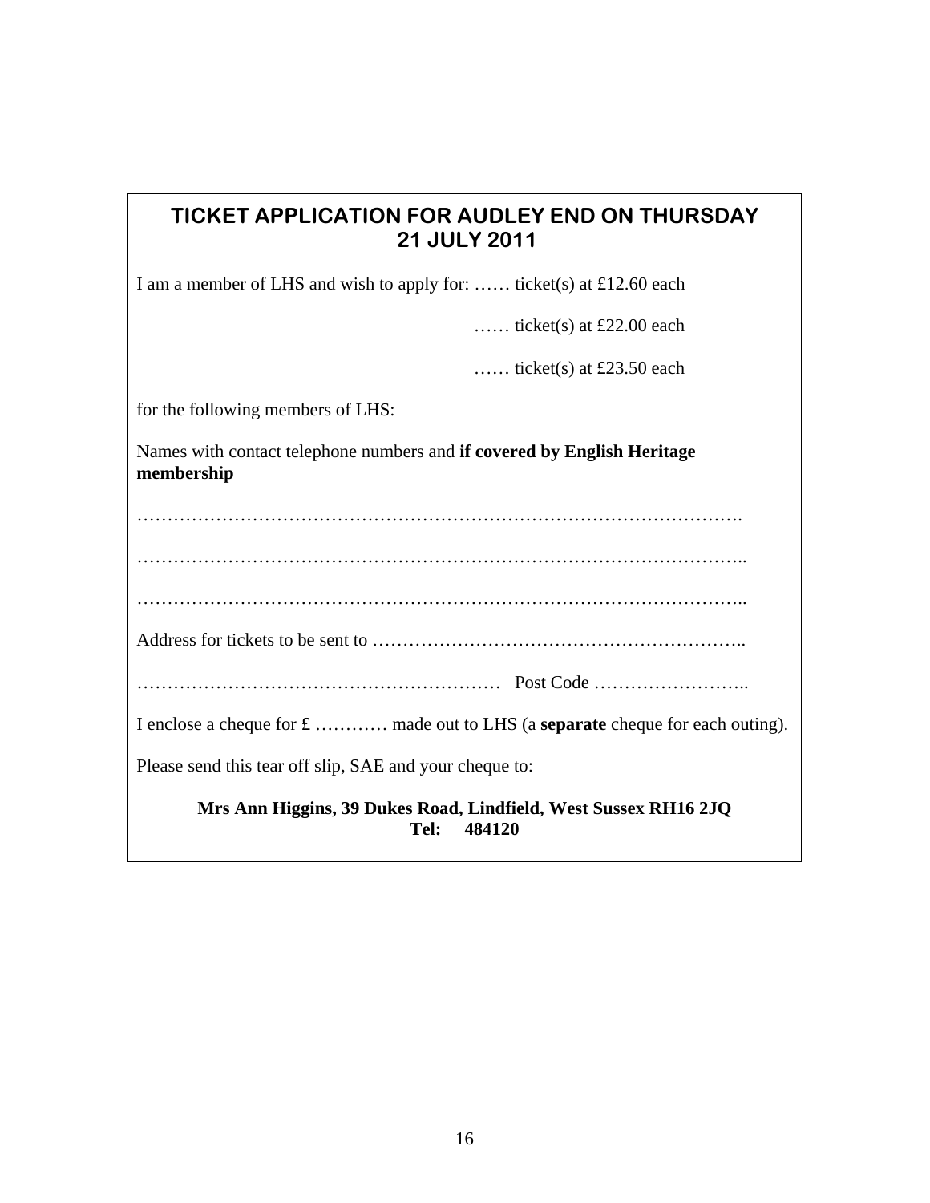## TICKET APPLICATION FOR AUDLEY END ON THURSDAY 21 JULY 2011

I am a member of LHS and wish to apply for: …… ticket(s) at £12.60 each

…… ticket(s) at £22.00 each

…… ticket(s) at £23.50 each

for the following members of LHS:

Names with contact telephone numbers and **if covered by English Heritage membership**

……………………………………………………………………………………….

………………………………………………………………………………………..

………………………………………………………………………………………..

Address for tickets to be sent to …………………………………………………..

…………………………………………………… Post Code ……………………..

I enclose a cheque for £ ………… made out to LHS (a **separate** cheque for each outing).

Please send this tear off slip, SAE and your cheque to:

**Mrs Ann Higgins, 39 Dukes Road, Lindfield, West Sussex RH16 2JQ**
**Tel: 484120**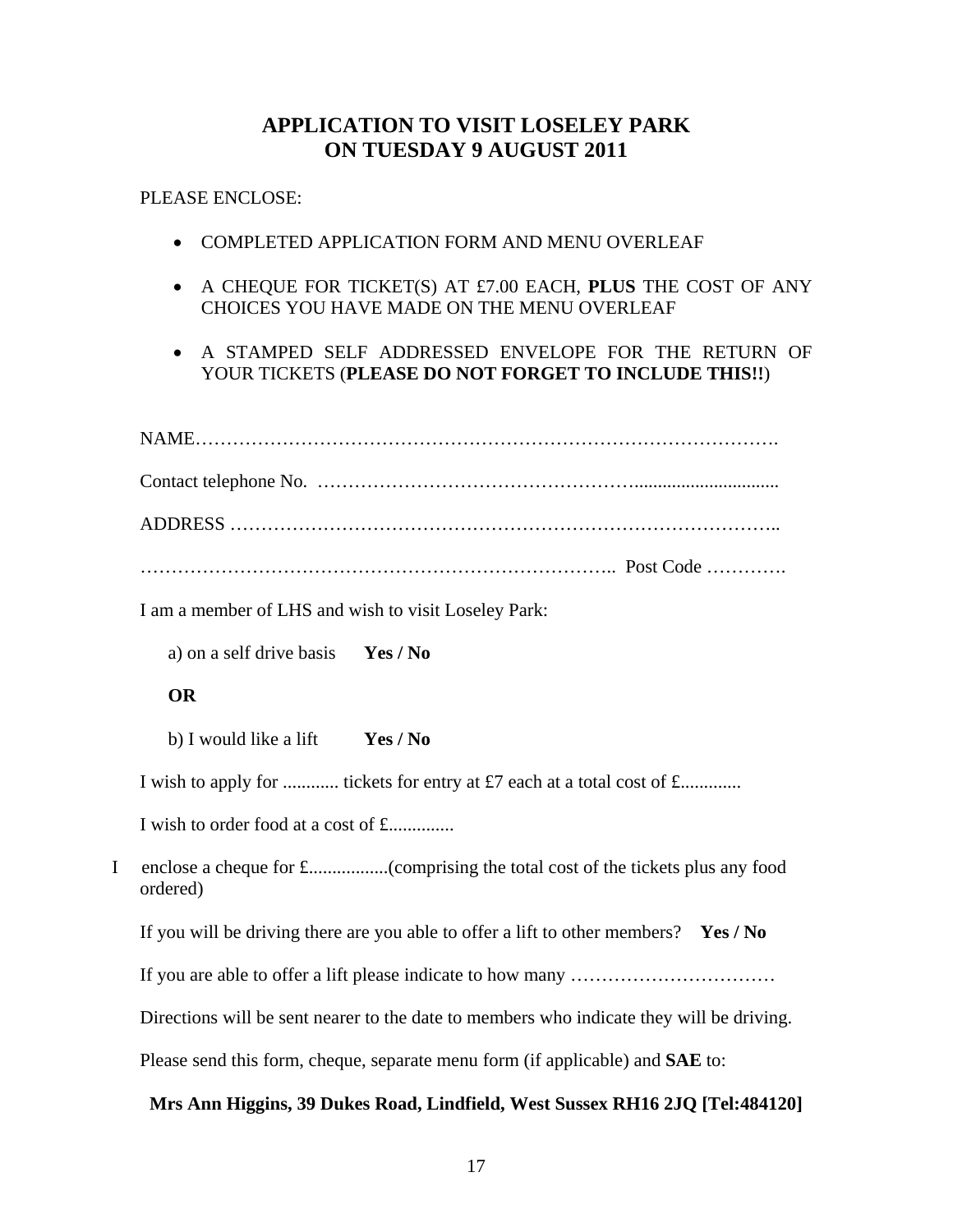# APPLICATION TO VISIT LOSELEY PARK
# ON TUESDAY 9 AUGUST 2011

PLEASE ENCLOSE:

- COMPLETED APPLICATION FORM AND MENU OVERLEAF
- A CHEQUE FOR TICKET(S) AT £7.00 EACH, **PLUS** THE COST OF ANY CHOICES YOU HAVE MADE ON THE MENU OVERLEAF
- A STAMPED SELF ADDRESSED ENVELOPE FOR THE RETURN OF YOUR TICKETS (**PLEASE DO NOT FORGET TO INCLUDE THIS!!**)

NAME……………………………………………………………………………….

Contact telephone No. ………………………………………….............................

ADDRESS ……………………………………………………………………………..

………………………………………………………………….. Post Code ………….

I am a member of LHS and wish to visit Loseley Park:

a) on a self drive basis **Yes / No**

**OR**

b) I would like a lift **Yes / No**

I wish to apply for ............ tickets for entry at £7 each at a total cost of £.............

I wish to order food at a cost of £..............

I enclose a cheque for £.................(comprising the total cost of the tickets plus any food ordered)

If you will be driving there are you able to offer a lift to other members? **Yes / No**

If you are able to offer a lift please indicate to how many ……………………………

Directions will be sent nearer to the date to members who indicate they will be driving.

Please send this form, cheque, separate menu form (if applicable) and **SAE** to:

**Mrs Ann Higgins, 39 Dukes Road, Lindfield, West Sussex RH16 2JQ [Tel:484120]**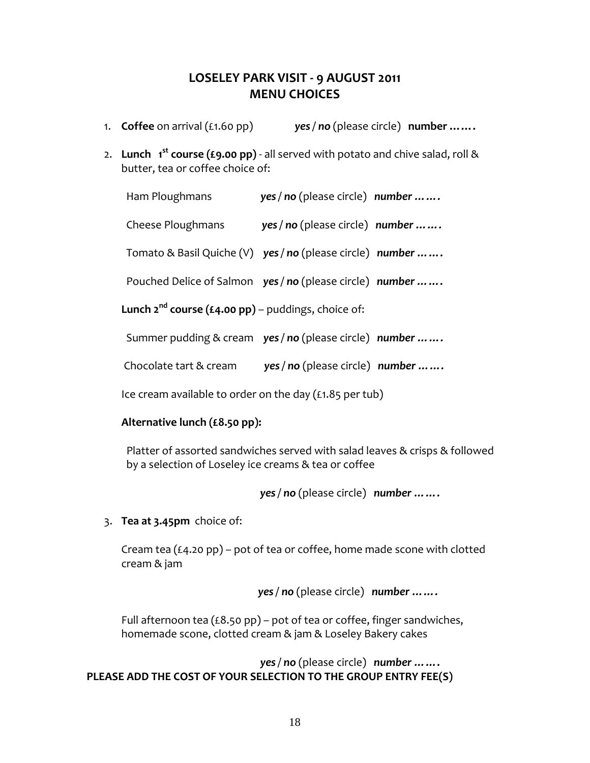# LOSELEY PARK VISIT - 9 AUGUST 2011
# MENU CHOICES

1. **Coffee** on arrival (£1.60 pp) ***yes*** / ***no*** (please circle) **number …….**

2. **Lunch 1st course (£9.00 pp)** - all served with potato and chive salad, roll & butter, tea or coffee choice of:

   Ham Ploughmans ***yes*** / ***no*** (please circle) ***number …….***

   Cheese Ploughmans ***yes*** / ***no*** (please circle) ***number …….***

   Tomato & Basil Quiche (V) ***yes*** / ***no*** (please circle) ***number …….***

   Pouched Delice of Salmon ***yes*** / ***no*** (please circle) ***number …….***

   **Lunch 2nd course (£4.00 pp)** – puddings, choice of:

   Summer pudding & cream ***yes*** / ***no*** (please circle) ***number …….***

   Chocolate tart & cream ***yes*** / ***no*** (please circle) ***number …….***

   Ice cream available to order on the day (£1.85 per tub)

   **Alternative lunch (£8.50 pp):**

   Platter of assorted sandwiches served with salad leaves & crisps & followed by a selection of Loseley ice creams & tea or coffee

   ***yes*** / ***no*** (please circle) ***number …….***

3. **Tea at 3.45pm** choice of:

   Cream tea (£4.20 pp) – pot of tea or coffee, home made scone with clotted cream & jam

   ***yes*** / ***no*** (please circle) ***number …….***

   Full afternoon tea (£8.50 pp) – pot of tea or coffee, finger sandwiches, homemade scone, clotted cream & jam & Loseley Bakery cakes

   ***yes*** / ***no*** (please circle) ***number …….***

**PLEASE ADD THE COST OF YOUR SELECTION TO THE GROUP ENTRY FEE(S)**